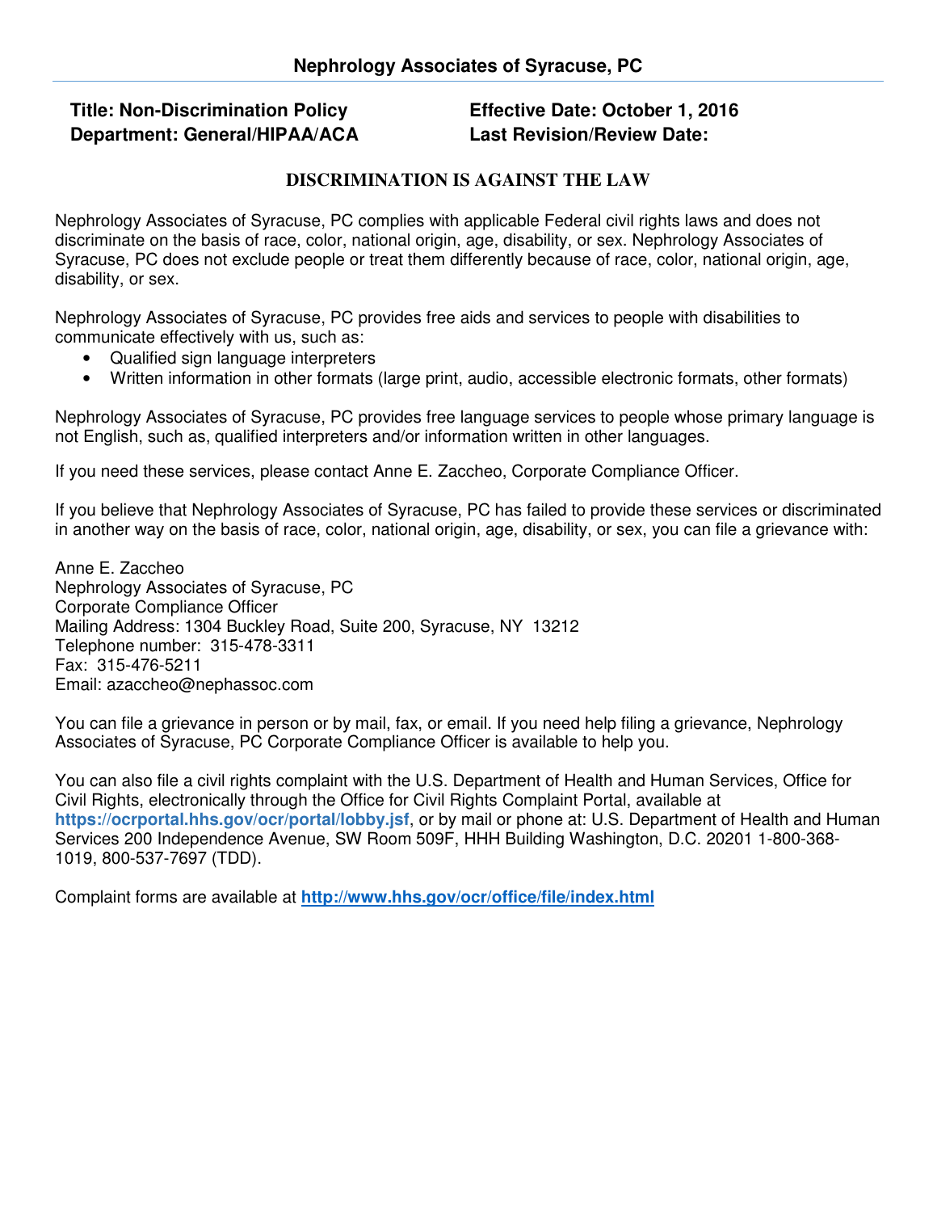# Nephrology Associates of Syracuse, PC

**Title: Non-Discrimination Policy**
**Department: General/HIPAA/ACA**

**Effective Date: October 1, 2016**
**Last Revision/Review Date:**

## DISCRIMINATION IS AGAINST THE LAW

Nephrology Associates of Syracuse, PC complies with applicable Federal civil rights laws and does not discriminate on the basis of race, color, national origin, age, disability, or sex. Nephrology Associates of Syracuse, PC does not exclude people or treat them differently because of race, color, national origin, age, disability, or sex.

Nephrology Associates of Syracuse, PC provides free aids and services to people with disabilities to communicate effectively with us, such as:

- Qualified sign language interpreters
- Written information in other formats (large print, audio, accessible electronic formats, other formats)

Nephrology Associates of Syracuse, PC provides free language services to people whose primary language is not English, such as, qualified interpreters and/or information written in other languages.

If you need these services, please contact Anne E. Zaccheo, Corporate Compliance Officer.

If you believe that Nephrology Associates of Syracuse, PC has failed to provide these services or discriminated in another way on the basis of race, color, national origin, age, disability, or sex, you can file a grievance with:

Anne E. Zaccheo
Nephrology Associates of Syracuse, PC
Corporate Compliance Officer
Mailing Address: 1304 Buckley Road, Suite 200, Syracuse, NY 13212
Telephone number: 315-478-3311
Fax: 315-476-5211
Email: azaccheo@nephassoc.com

You can file a grievance in person or by mail, fax, or email. If you need help filing a grievance, Nephrology Associates of Syracuse, PC Corporate Compliance Officer is available to help you.

You can also file a civil rights complaint with the U.S. Department of Health and Human Services, Office for Civil Rights, electronically through the Office for Civil Rights Complaint Portal, available at **https://ocrportal.hhs.gov/ocr/portal/lobby.jsf**, or by mail or phone at: U.S. Department of Health and Human Services 200 Independence Avenue, SW Room 509F, HHH Building Washington, D.C. 20201 1-800-368-1019, 800-537-7697 (TDD).

Complaint forms are available at **http://www.hhs.gov/ocr/office/file/index.html**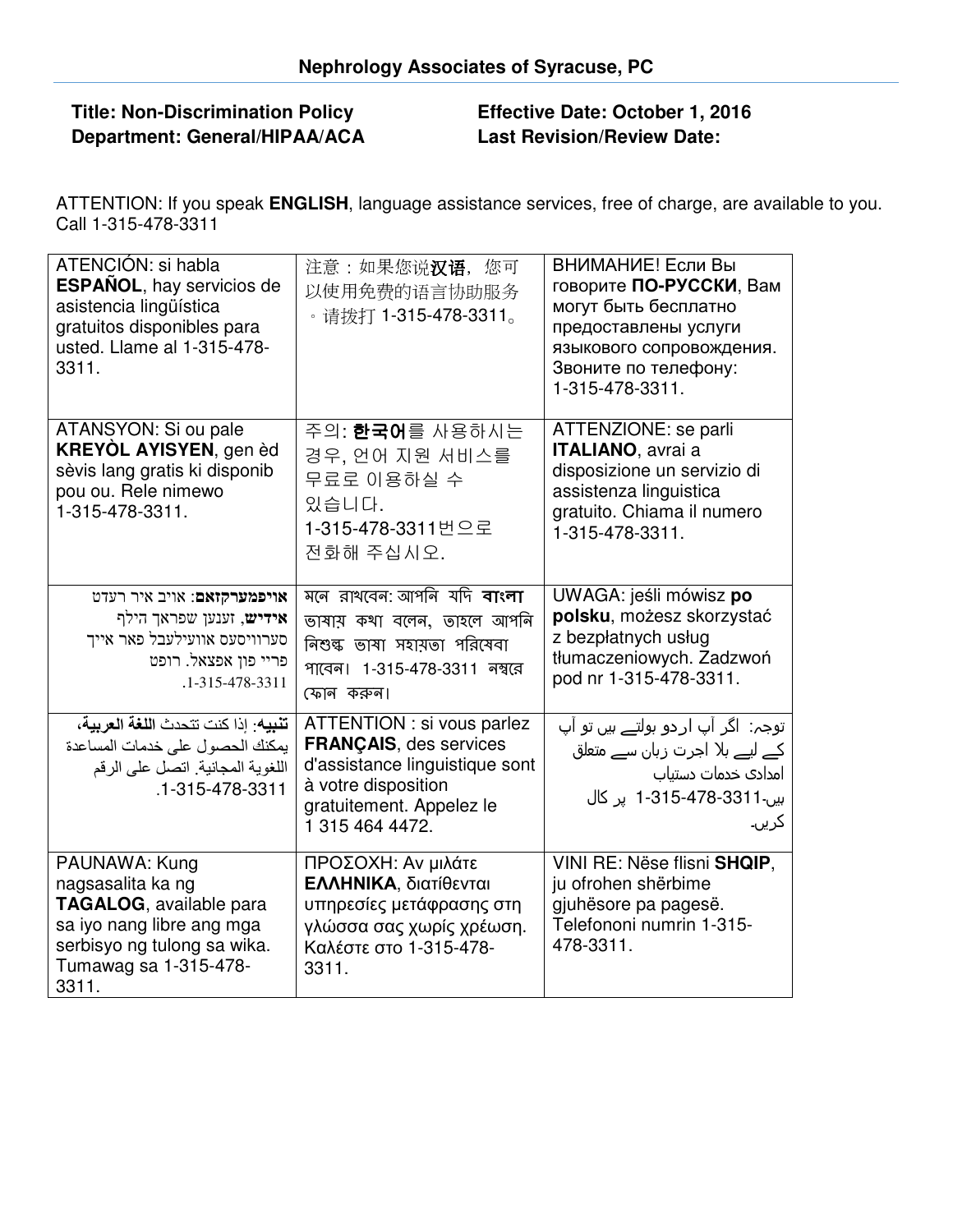Nephrology Associates of Syracuse, PC

**Title: Non-Discrimination Policy**
**Department: General/HIPAA/ACA**

**Effective Date: October 1, 2016**
**Last Revision/Review Date:**

ATTENTION: If you speak **ENGLISH**, language assistance services, free of charge, are available to you. Call 1-315-478-3311

| | | |
|---|---|---|
| ATENCIÓN: si habla **ESPAÑOL**, hay servicios de asistencia lingüística gratuitos disponibles para usted. Llame al 1-315-478-3311. | 注意：如果您说**汉语**，您可以使用免费的语言协助服务。请拨打 1-315-478-3311。 | ВНИМАНИЕ! Если Вы говорите **ПО-РУССКИ**, Вам могут быть бесплатно предоставлены услуги языкового сопровождения. Звоните по телефону: 1-315-478-3311. |
| ATANSYON: Si ou pale **KREYÒL AYISYEN**, gen èd sèvis lang gratis ki disponib pou ou. Rele nimewo 1-315-478-3311. | 주의: **한국어**를 사용하시는 경우, 언어 지원 서비스를 무료로 이용하실 수 있습니다. 1-315-478-3311번으로 전화해 주십시오. | ATTENZIONE: se parli **ITALIANO**, avrai a disposizione un servizio di assistenza linguistica gratuito. Chiama il numero 1-315-478-3311. |
| **אויפמערקזאם**: אויב איר רעדט **אידיש**, זענען שפראך הילף סערוויסעס אוועילעבל פאר אייך פריי פון אפצאל. רופט 1-315-478-3311. | মনে রাখবেন: আপনি যদি **বাংলা** ভাষায় কথা বলেন, তাহলে আপনি নিশুল্ক ভাষা সহায়তা পরিষেবা পাবেন। 1-315-478-3311 নম্বরে ফোন করুন। | UWAGA: jeśli mówisz **po polsku**, możesz skorzystać z bezpłatnych usług tłumaczeniowych. Zadzwoń pod nr 1-315-478-3311. |
| **تنبيه**: إذا كنت تتحدث **اللغة العربية**، يمكنك الحصول على خدمات المساعدة اللغوية المجانية. اتصل على الرقم 1-315-478-3311. | ATTENTION : si vous parlez **FRANÇAIS**, des services d'assistance linguistique sont à votre disposition gratuitement. Appelez le 1 315 464 4472. | توجہ: اگر آپ اردو بولتے ہیں تو آپ کے لیے بلا اجرت زبان سے متعلق امدادی خدمات دستیاب ہیں-1-315-478-3311 پر کال کریں- |
| PAUNAWA: Kung nagsasalita ka ng **TAGALOG**, available para sa iyo nang libre ang mga serbisyo ng tulong sa wika. Tumawag sa 1-315-478-3311. | ΠΡΟΣΟΧΗ: Αν μιλάτε **ΕΛΛΗΝΙΚΑ**, διατίθενται υπηρεσίες μετάφρασης στη γλώσσα σας χωρίς χρέωση. Καλέστε στο 1-315-478-3311. | VINI RE: Nëse flisni **SHQIP**, ju ofrohen shërbime gjuhësore pa pagesë. Telefononi numrin 1-315-478-3311. |